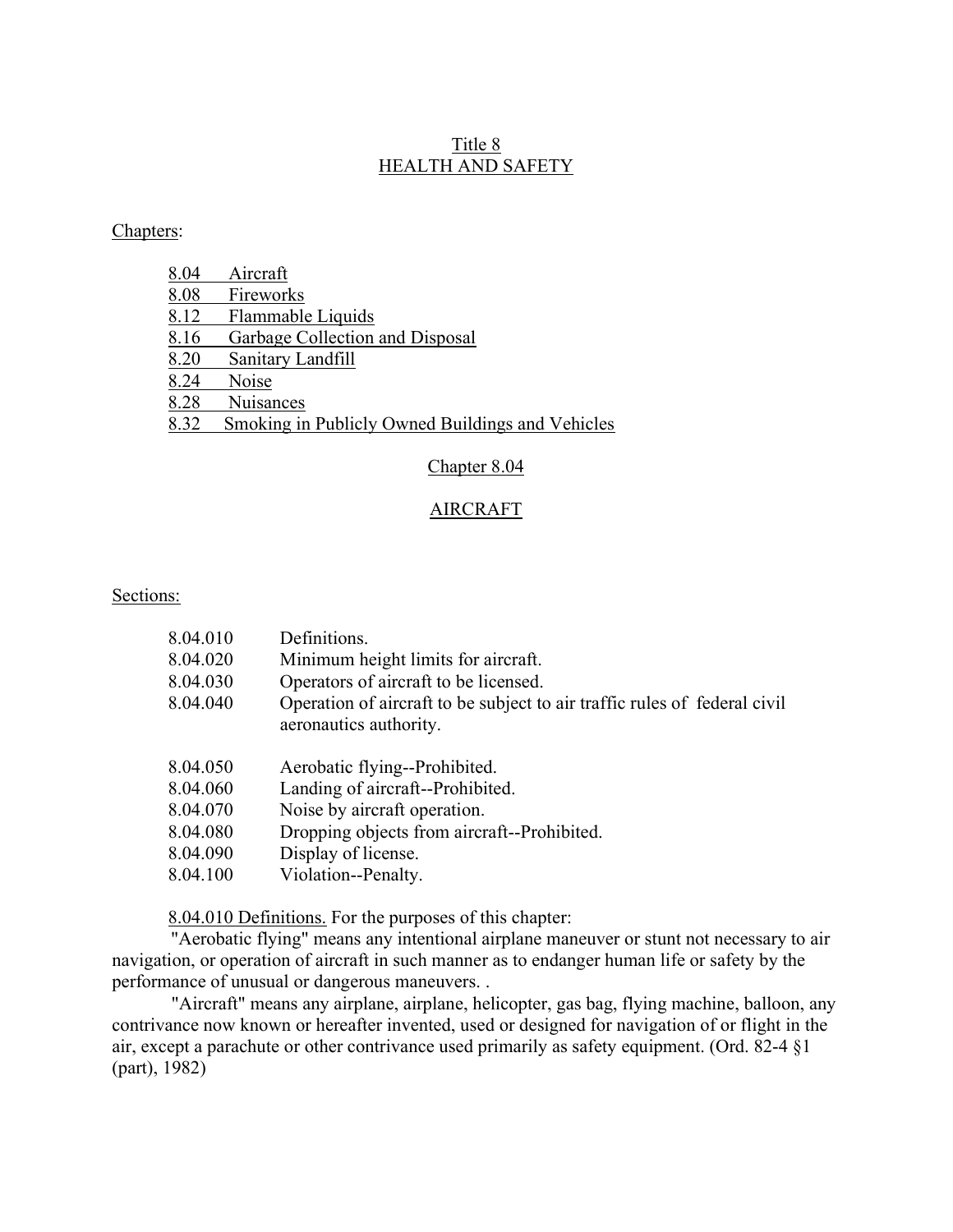# Title 8
# HEALTH AND SAFETY

Chapters:

- 8.04 Aircraft
- 8.08 Fireworks
- 8.12 Flammable Liquids
- 8.16 Garbage Collection and Disposal
- 8.20 Sanitary Landfill
- 8.24 Noise
- 8.28 Nuisances
- 8.32 Smoking in Publicly Owned Buildings and Vehicles

## Chapter 8.04

## AIRCRAFT

Sections:

| | |
|---|---|
| 8.04.010 | Definitions. |
| 8.04.020 | Minimum height limits for aircraft. |
| 8.04.030 | Operators of aircraft to be licensed. |
| 8.04.040 | Operation of aircraft to be subject to air traffic rules of federal civil aeronautics authority. |
| 8.04.050 | Aerobatic flying--Prohibited. |
| 8.04.060 | Landing of aircraft--Prohibited. |
| 8.04.070 | Noise by aircraft operation. |
| 8.04.080 | Dropping objects from aircraft--Prohibited. |
| 8.04.090 | Display of license. |
| 8.04.100 | Violation--Penalty. |

8.04.010 Definitions. For the purposes of this chapter:

"Aerobatic flying" means any intentional airplane maneuver or stunt not necessary to air navigation, or operation of aircraft in such manner as to endanger human life or safety by the performance of unusual or dangerous maneuvers. .

"Aircraft" means any airplane, airplane, helicopter, gas bag, flying machine, balloon, any contrivance now known or hereafter invented, used or designed for navigation of or flight in the air, except a parachute or other contrivance used primarily as safety equipment. (Ord. 82-4 §1 (part), 1982)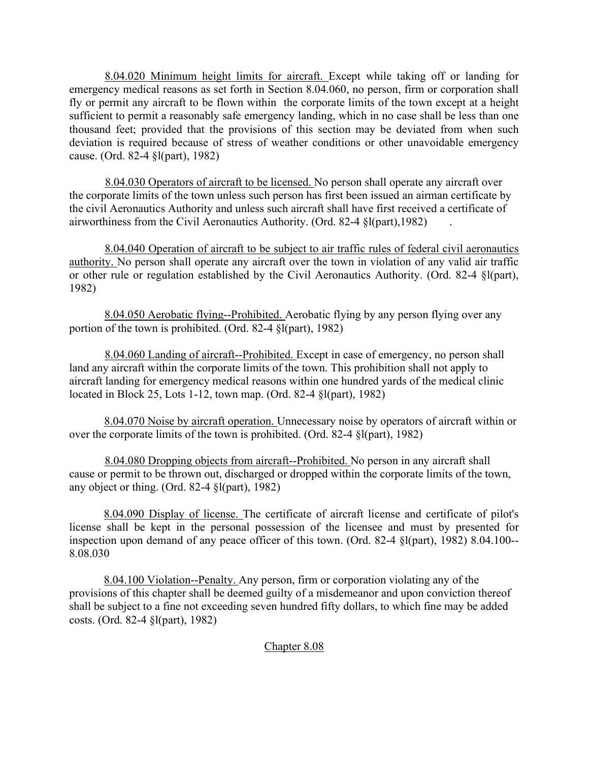8.04.020 Minimum height limits for aircraft. Except while taking off or landing for emergency medical reasons as set forth in Section 8.04.060, no person, firm or corporation shall fly or permit any aircraft to be flown within the corporate limits of the town except at a height sufficient to permit a reasonably safe emergency landing, which in no case shall be less than one thousand feet; provided that the provisions of this section may be deviated from when such deviation is required because of stress of weather conditions or other unavoidable emergency cause. (Ord. 82-4 §l(part), 1982)

8.04.030 Operators of aircraft to be licensed. No person shall operate any aircraft over the corporate limits of the town unless such person has first been issued an airman certificate by the civil Aeronautics Authority and unless such aircraft shall have first received a certificate of airworthiness from the Civil Aeronautics Authority. (Ord. 82-4 §l(part),1982) .

8.04.040 Operation of aircraft to be subject to air traffic rules of federal civil aeronautics authority. No person shall operate any aircraft over the town in violation of any valid air traffic or other rule or regulation established by the Civil Aeronautics Authority. (Ord. 82-4 §l(part), 1982)

8.04.050 Aerobatic flying--Prohibited. Aerobatic flying by any person flying over any portion of the town is prohibited. (Ord. 82-4 §l(part), 1982)

8.04.060 Landing of aircraft--Prohibited. Except in case of emergency, no person shall land any aircraft within the corporate limits of the town. This prohibition shall not apply to aircraft landing for emergency medical reasons within one hundred yards of the medical clinic located in Block 25, Lots 1-12, town map. (Ord. 82-4 §l(part), 1982)

8.04.070 Noise by aircraft operation. Unnecessary noise by operators of aircraft within or over the corporate limits of the town is prohibited. (Ord. 82-4 §l(part), 1982)

8.04.080 Dropping objects from aircraft--Prohibited. No person in any aircraft shall cause or permit to be thrown out, discharged or dropped within the corporate limits of the town, any object or thing. (Ord. 82-4 §l(part), 1982)

8.04.090 Display of license. The certificate of aircraft license and certificate of pilot's license shall be kept in the personal possession of the licensee and must by presented for inspection upon demand of any peace officer of this town. (Ord. 82-4 §l(part), 1982) 8.04.100--8.08.030

8.04.100 Violation--Penalty. Any person, firm or corporation violating any of the provisions of this chapter shall be deemed guilty of a misdemeanor and upon conviction thereof shall be subject to a fine not exceeding seven hundred fifty dollars, to which fine may be added costs. (Ord. 82-4 §l(part), 1982)

## Chapter 8.08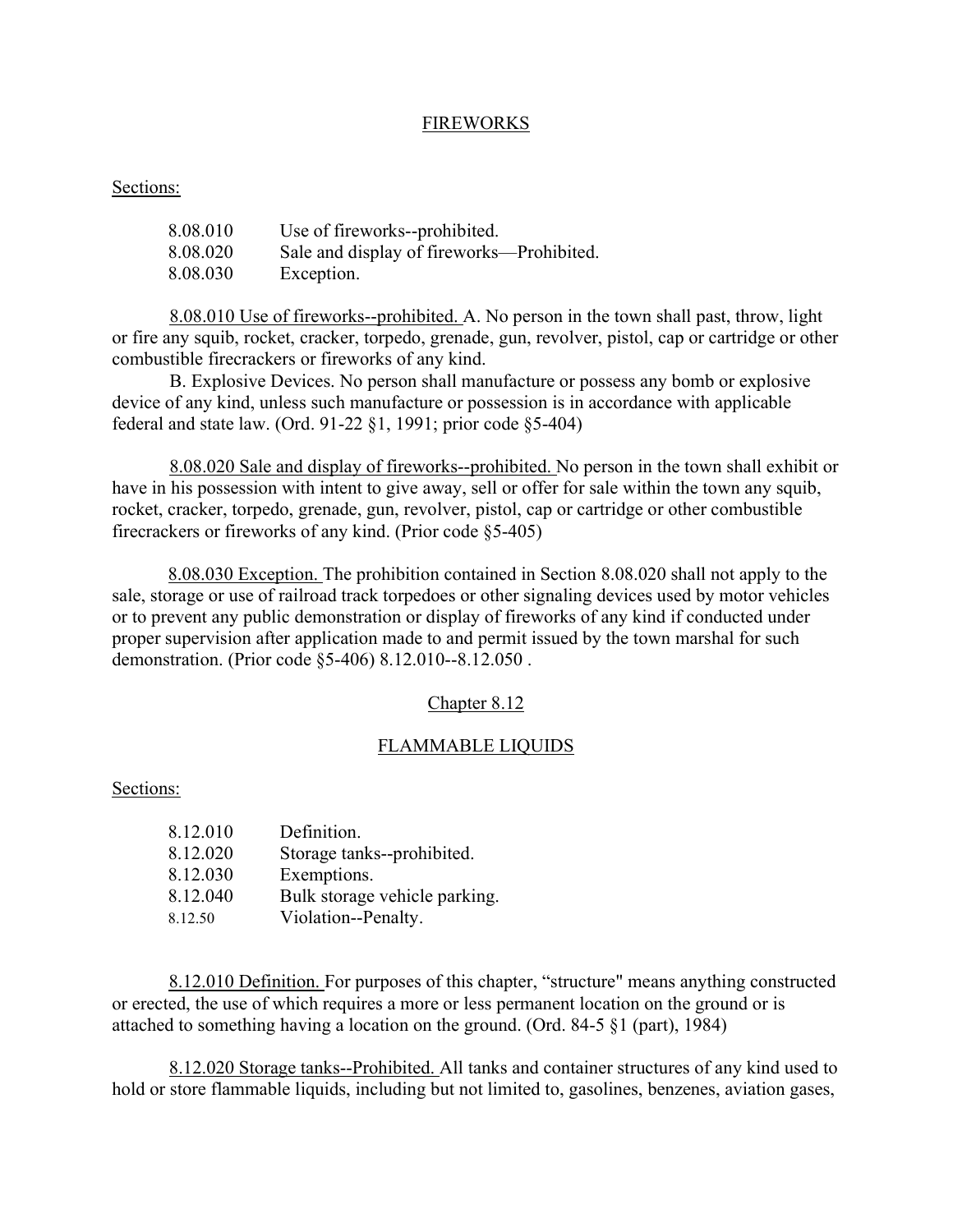## FIREWORKS

Sections:

| | |
|---|---|
| 8.08.010 | Use of fireworks--prohibited. |
| 8.08.020 | Sale and display of fireworks—Prohibited. |
| 8.08.030 | Exception. |

8.08.010 Use of fireworks--prohibited. A. No person in the town shall past, throw, light or fire any squib, rocket, cracker, torpedo, grenade, gun, revolver, pistol, cap or cartridge or other combustible firecrackers or fireworks of any kind.

B. Explosive Devices. No person shall manufacture or possess any bomb or explosive device of any kind, unless such manufacture or possession is in accordance with applicable federal and state law. (Ord. 91-22 §1, 1991; prior code §5-404)

8.08.020 Sale and display of fireworks--prohibited. No person in the town shall exhibit or have in his possession with intent to give away, sell or offer for sale within the town any squib, rocket, cracker, torpedo, grenade, gun, revolver, pistol, cap or cartridge or other combustible firecrackers or fireworks of any kind. (Prior code §5-405)

8.08.030 Exception. The prohibition contained in Section 8.08.020 shall not apply to the sale, storage or use of railroad track torpedoes or other signaling devices used by motor vehicles or to prevent any public demonstration or display of fireworks of any kind if conducted under proper supervision after application made to and permit issued by the town marshal for such demonstration. (Prior code §5-406) 8.12.010--8.12.050 .

## Chapter 8.12

## FLAMMABLE LIQUIDS

Sections:

| | |
|---|---|
| 8.12.010 | Definition. |
| 8.12.020 | Storage tanks--prohibited. |
| 8.12.030 | Exemptions. |
| 8.12.040 | Bulk storage vehicle parking. |
| 8.12.50 | Violation--Penalty. |

8.12.010 Definition. For purposes of this chapter, "structure" means anything constructed or erected, the use of which requires a more or less permanent location on the ground or is attached to something having a location on the ground. (Ord. 84-5 §1 (part), 1984)

8.12.020 Storage tanks--Prohibited. All tanks and container structures of any kind used to hold or store flammable liquids, including but not limited to, gasolines, benzenes, aviation gases,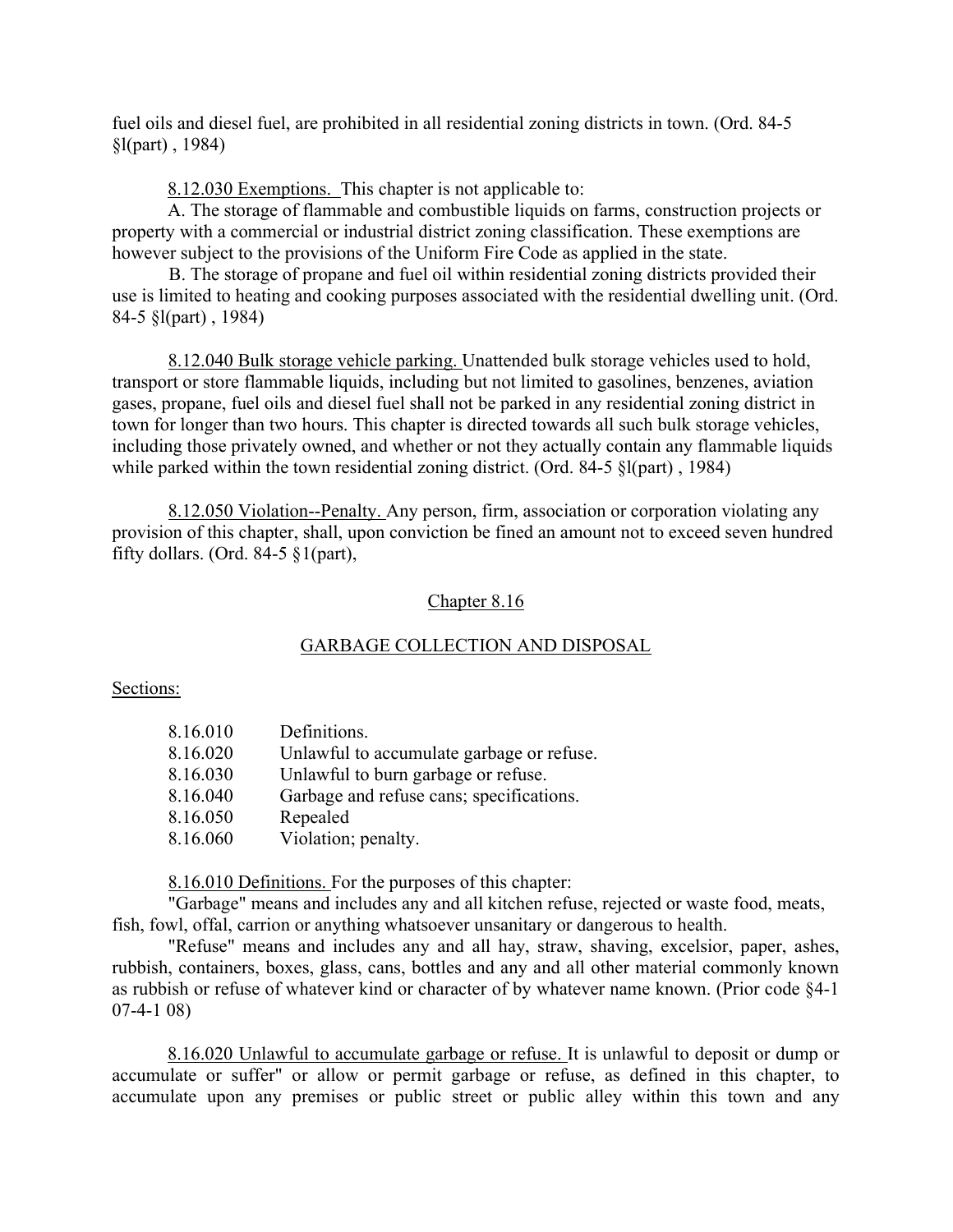fuel oils and diesel fuel, are prohibited in all residential zoning districts in town. (Ord. 84-5 §l(part) , 1984)

8.12.030 Exemptions. This chapter is not applicable to:

A. The storage of flammable and combustible liquids on farms, construction projects or property with a commercial or industrial district zoning classification. These exemptions are however subject to the provisions of the Uniform Fire Code as applied in the state.

B. The storage of propane and fuel oil within residential zoning districts provided their use is limited to heating and cooking purposes associated with the residential dwelling unit. (Ord. 84-5 §l(part) , 1984)

8.12.040 Bulk storage vehicle parking. Unattended bulk storage vehicles used to hold, transport or store flammable liquids, including but not limited to gasolines, benzenes, aviation gases, propane, fuel oils and diesel fuel shall not be parked in any residential zoning district in town for longer than two hours. This chapter is directed towards all such bulk storage vehicles, including those privately owned, and whether or not they actually contain any flammable liquids while parked within the town residential zoning district. (Ord. 84-5 §l(part) , 1984)

8.12.050 Violation--Penalty. Any person, firm, association or corporation violating any provision of this chapter, shall, upon conviction be fined an amount not to exceed seven hundred fifty dollars. (Ord. 84-5 §1(part),

## Chapter 8.16

## GARBAGE COLLECTION AND DISPOSAL

Sections:

| | |
|---|---|
| 8.16.010 | Definitions. |
| 8.16.020 | Unlawful to accumulate garbage or refuse. |
| 8.16.030 | Unlawful to burn garbage or refuse. |
| 8.16.040 | Garbage and refuse cans; specifications. |
| 8.16.050 | Repealed |
| 8.16.060 | Violation; penalty. |

8.16.010 Definitions. For the purposes of this chapter:

"Garbage" means and includes any and all kitchen refuse, rejected or waste food, meats, fish, fowl, offal, carrion or anything whatsoever unsanitary or dangerous to health.

"Refuse" means and includes any and all hay, straw, shaving, excelsior, paper, ashes, rubbish, containers, boxes, glass, cans, bottles and any and all other material commonly known as rubbish or refuse of whatever kind or character of by whatever name known. (Prior code §4-1 07-4-1 08)

8.16.020 Unlawful to accumulate garbage or refuse. It is unlawful to deposit or dump or accumulate or suffer" or allow or permit garbage or refuse, as defined in this chapter, to accumulate upon any premises or public street or public alley within this town and any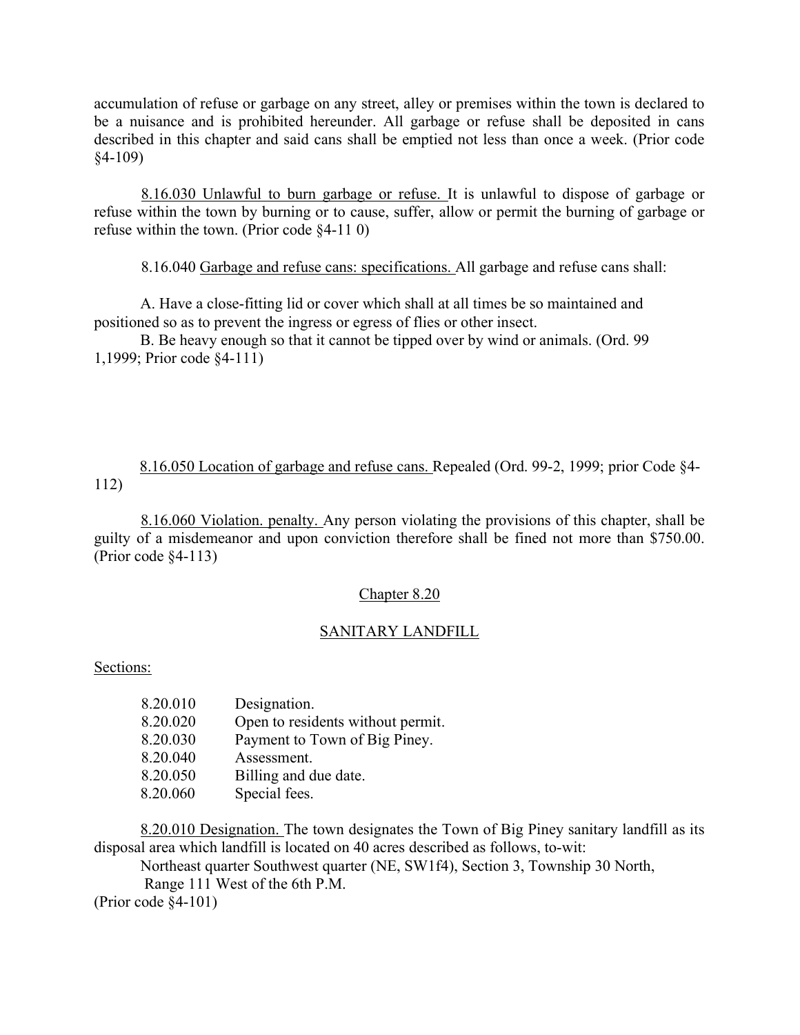accumulation of refuse or garbage on any street, alley or premises within the town is declared to be a nuisance and is prohibited hereunder. All garbage or refuse shall be deposited in cans described in this chapter and said cans shall be emptied not less than once a week. (Prior code §4-109)

8.16.030 Unlawful to burn garbage or refuse. It is unlawful to dispose of garbage or refuse within the town by burning or to cause, suffer, allow or permit the burning of garbage or refuse within the town. (Prior code §4-11 0)

8.16.040 Garbage and refuse cans: specifications. All garbage and refuse cans shall:

A. Have a close-fitting lid or cover which shall at all times be so maintained and positioned so as to prevent the ingress or egress of flies or other insect.

B. Be heavy enough so that it cannot be tipped over by wind or animals. (Ord. 99 1,1999; Prior code §4-111)

8.16.050 Location of garbage and refuse cans. Repealed (Ord. 99-2, 1999; prior Code §4-112)

8.16.060 Violation. penalty. Any person violating the provisions of this chapter, shall be guilty of a misdemeanor and upon conviction therefore shall be fined not more than $750.00. (Prior code §4-113)

## Chapter 8.20

## SANITARY LANDFILL

Sections:

| | |
|---|---|
| 8.20.010 | Designation. |
| 8.20.020 | Open to residents without permit. |
| 8.20.030 | Payment to Town of Big Piney. |
| 8.20.040 | Assessment. |
| 8.20.050 | Billing and due date. |
| 8.20.060 | Special fees. |

8.20.010 Designation. The town designates the Town of Big Piney sanitary landfill as its disposal area which landfill is located on 40 acres described as follows, to-wit:

Northeast quarter Southwest quarter (NE, SW1f4), Section 3, Township 30 North, Range 111 West of the 6th P.M.

(Prior code §4-101)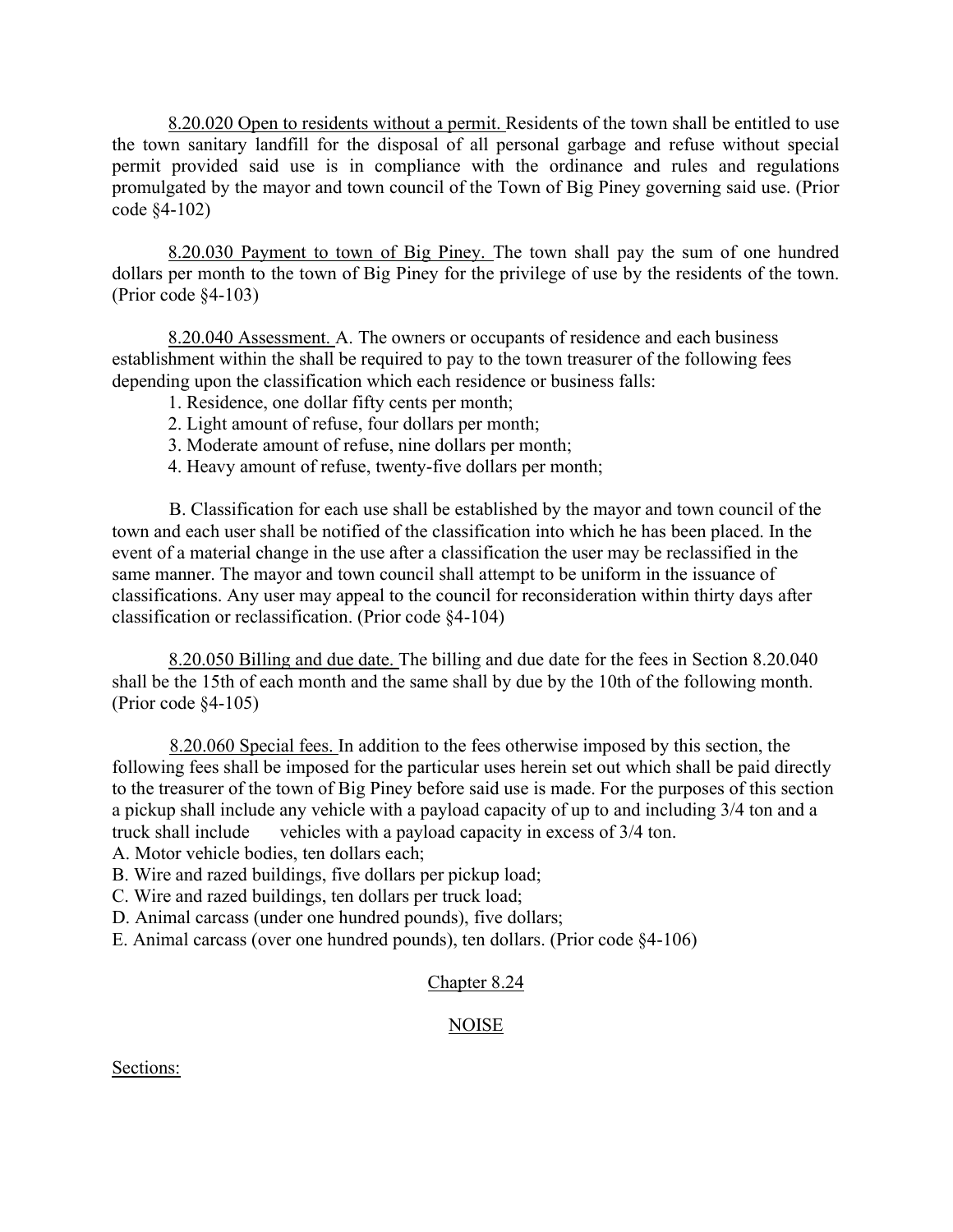8.20.020 Open to residents without a permit. Residents of the town shall be entitled to use the town sanitary landfill for the disposal of all personal garbage and refuse without special permit provided said use is in compliance with the ordinance and rules and regulations promulgated by the mayor and town council of the Town of Big Piney governing said use. (Prior code §4-102)

8.20.030 Payment to town of Big Piney. The town shall pay the sum of one hundred dollars per month to the town of Big Piney for the privilege of use by the residents of the town. (Prior code §4-103)

8.20.040 Assessment. A. The owners or occupants of residence and each business establishment within the shall be required to pay to the town treasurer of the following fees depending upon the classification which each residence or business falls:

1. Residence, one dollar fifty cents per month;
2. Light amount of refuse, four dollars per month;
3. Moderate amount of refuse, nine dollars per month;
4. Heavy amount of refuse, twenty-five dollars per month;

B. Classification for each use shall be established by the mayor and town council of the town and each user shall be notified of the classification into which he has been placed. In the event of a material change in the use after a classification the user may be reclassified in the same manner. The mayor and town council shall attempt to be uniform in the issuance of classifications. Any user may appeal to the council for reconsideration within thirty days after classification or reclassification. (Prior code §4-104)

8.20.050 Billing and due date. The billing and due date for the fees in Section 8.20.040 shall be the 15th of each month and the same shall by due by the 10th of the following month. (Prior code §4-105)

8.20.060 Special fees. In addition to the fees otherwise imposed by this section, the following fees shall be imposed for the particular uses herein set out which shall be paid directly to the treasurer of the town of Big Piney before said use is made. For the purposes of this section a pickup shall include any vehicle with a payload capacity of up to and including 3/4 ton and a truck shall include vehicles with a payload capacity in excess of 3/4 ton.

A. Motor vehicle bodies, ten dollars each;
B. Wire and razed buildings, five dollars per pickup load;
C. Wire and razed buildings, ten dollars per truck load;
D. Animal carcass (under one hundred pounds), five dollars;
E. Animal carcass (over one hundred pounds), ten dollars. (Prior code §4-106)

## Chapter 8.24

## NOISE

Sections: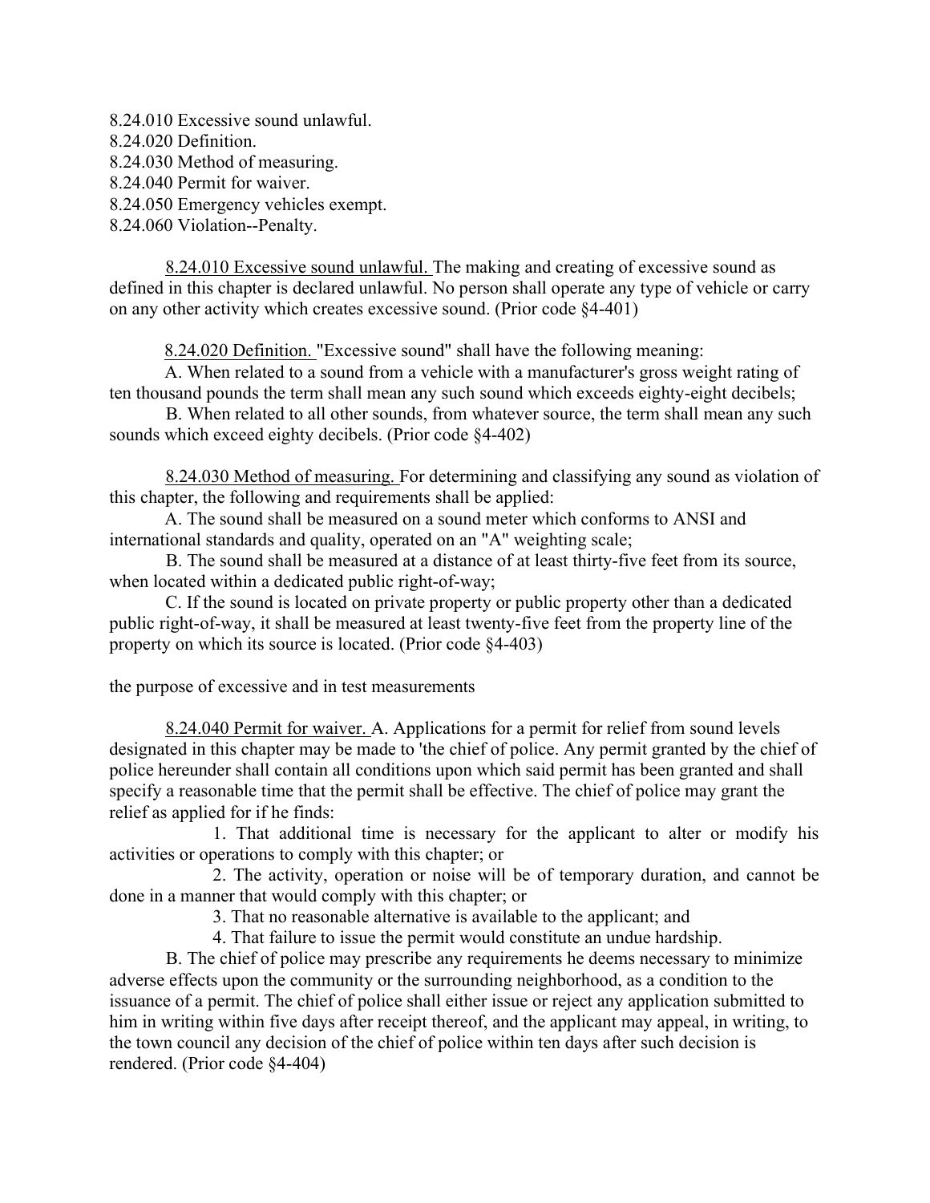8.24.010 Excessive sound unlawful.
8.24.020 Definition.
8.24.030 Method of measuring.
8.24.040 Permit for waiver.
8.24.050 Emergency vehicles exempt.
8.24.060 Violation--Penalty.

8.24.010 Excessive sound unlawful. The making and creating of excessive sound as defined in this chapter is declared unlawful. No person shall operate any type of vehicle or carry on any other activity which creates excessive sound. (Prior code §4-401)

8.24.020 Definition. "Excessive sound" shall have the following meaning:

A. When related to a sound from a vehicle with a manufacturer's gross weight rating of ten thousand pounds the term shall mean any such sound which exceeds eighty-eight decibels;

B. When related to all other sounds, from whatever source, the term shall mean any such sounds which exceed eighty decibels. (Prior code §4-402)

8.24.030 Method of measuring. For determining and classifying any sound as violation of this chapter, the following and requirements shall be applied:

A. The sound shall be measured on a sound meter which conforms to ANSI and international standards and quality, operated on an "A" weighting scale;

B. The sound shall be measured at a distance of at least thirty-five feet from its source, when located within a dedicated public right-of-way;

C. If the sound is located on private property or public property other than a dedicated public right-of-way, it shall be measured at least twenty-five feet from the property line of the property on which its source is located. (Prior code §4-403)

the purpose of excessive and in test measurements

8.24.040 Permit for waiver. A. Applications for a permit for relief from sound levels designated in this chapter may be made to 'the chief of police. Any permit granted by the chief of police hereunder shall contain all conditions upon which said permit has been granted and shall specify a reasonable time that the permit shall be effective. The chief of police may grant the relief as applied for if he finds:

1. That additional time is necessary for the applicant to alter or modify his activities or operations to comply with this chapter; or

2. The activity, operation or noise will be of temporary duration, and cannot be done in a manner that would comply with this chapter; or

3. That no reasonable alternative is available to the applicant; and

4. That failure to issue the permit would constitute an undue hardship.

B. The chief of police may prescribe any requirements he deems necessary to minimize adverse effects upon the community or the surrounding neighborhood, as a condition to the issuance of a permit. The chief of police shall either issue or reject any application submitted to him in writing within five days after receipt thereof, and the applicant may appeal, in writing, to the town council any decision of the chief of police within ten days after such decision is rendered. (Prior code §4-404)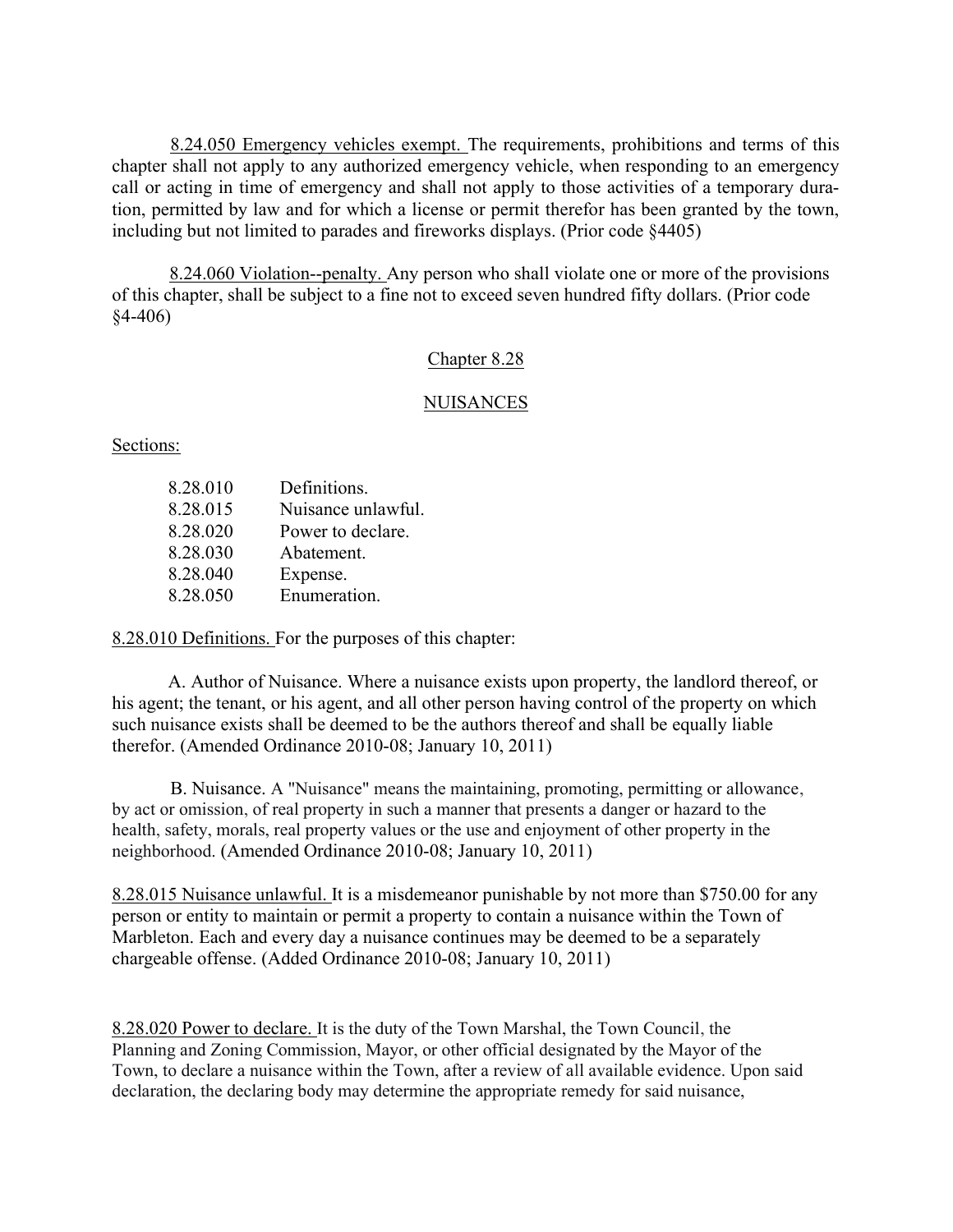8.24.050 Emergency vehicles exempt. The requirements, prohibitions and terms of this chapter shall not apply to any authorized emergency vehicle, when responding to an emergency call or acting in time of emergency and shall not apply to those activities of a temporary duration, permitted by law and for which a license or permit therefor has been granted by the town, including but not limited to parades and fireworks displays. (Prior code §4405)

8.24.060 Violation--penalty. Any person who shall violate one or more of the provisions of this chapter, shall be subject to a fine not to exceed seven hundred fifty dollars. (Prior code §4-406)

## Chapter 8.28

## NUISANCES

Sections:

| | |
|---|---|
| 8.28.010 | Definitions. |
| 8.28.015 | Nuisance unlawful. |
| 8.28.020 | Power to declare. |
| 8.28.030 | Abatement. |
| 8.28.040 | Expense. |
| 8.28.050 | Enumeration. |

8.28.010 Definitions. For the purposes of this chapter:

A. Author of Nuisance. Where a nuisance exists upon property, the landlord thereof, or his agent; the tenant, or his agent, and all other person having control of the property on which such nuisance exists shall be deemed to be the authors thereof and shall be equally liable therefor. (Amended Ordinance 2010-08; January 10, 2011)

B. Nuisance. A "Nuisance" means the maintaining, promoting, permitting or allowance, by act or omission, of real property in such a manner that presents a danger or hazard to the health, safety, morals, real property values or the use and enjoyment of other property in the neighborhood. (Amended Ordinance 2010-08; January 10, 2011)

8.28.015 Nuisance unlawful. It is a misdemeanor punishable by not more than $750.00 for any person or entity to maintain or permit a property to contain a nuisance within the Town of Marbleton. Each and every day a nuisance continues may be deemed to be a separately chargeable offense. (Added Ordinance 2010-08; January 10, 2011)

8.28.020 Power to declare. It is the duty of the Town Marshal, the Town Council, the Planning and Zoning Commission, Mayor, or other official designated by the Mayor of the Town, to declare a nuisance within the Town, after a review of all available evidence. Upon said declaration, the declaring body may determine the appropriate remedy for said nuisance,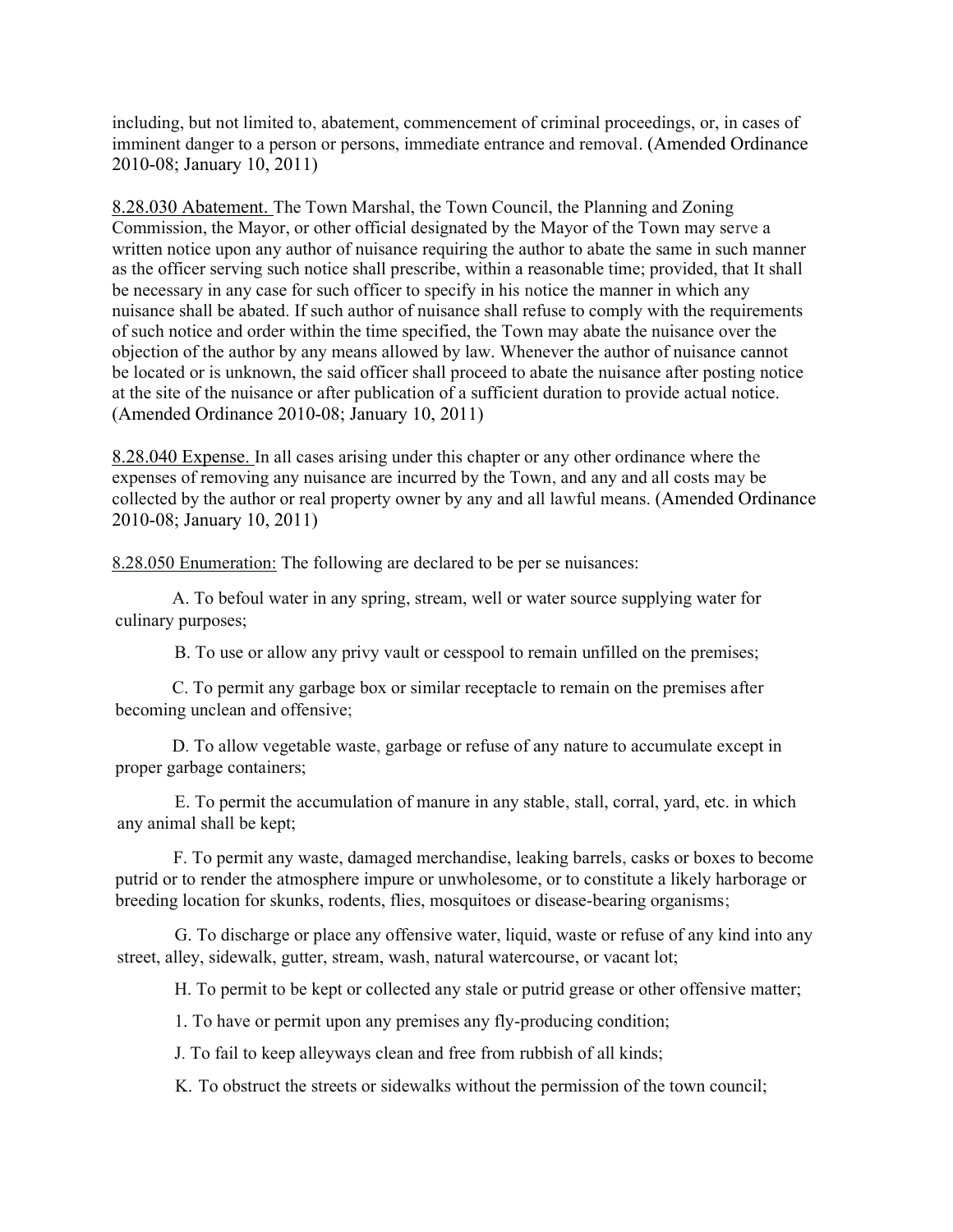including, but not limited to, abatement, commencement of criminal proceedings, or, in cases of imminent danger to a person or persons, immediate entrance and removal. (Amended Ordinance 2010-08; January 10, 2011)

8.28.030 Abatement. The Town Marshal, the Town Council, the Planning and Zoning Commission, the Mayor, or other official designated by the Mayor of the Town may serve a written notice upon any author of nuisance requiring the author to abate the same in such manner as the officer serving such notice shall prescribe, within a reasonable time; provided, that It shall be necessary in any case for such officer to specify in his notice the manner in which any nuisance shall be abated. If such author of nuisance shall refuse to comply with the requirements of such notice and order within the time specified, the Town may abate the nuisance over the objection of the author by any means allowed by law. Whenever the author of nuisance cannot be located or is unknown, the said officer shall proceed to abate the nuisance after posting notice at the site of the nuisance or after publication of a sufficient duration to provide actual notice. (Amended Ordinance 2010-08; January 10, 2011)

8.28.040 Expense. In all cases arising under this chapter or any other ordinance where the expenses of removing any nuisance are incurred by the Town, and any and all costs may be collected by the author or real property owner by any and all lawful means. (Amended Ordinance 2010-08; January 10, 2011)

8.28.050 Enumeration: The following are declared to be per se nuisances:

A. To befoul water in any spring, stream, well or water source supplying water for culinary purposes;

B. To use or allow any privy vault or cesspool to remain unfilled on the premises;

C. To permit any garbage box or similar receptacle to remain on the premises after becoming unclean and offensive;

D. To allow vegetable waste, garbage or refuse of any nature to accumulate except in proper garbage containers;

E. To permit the accumulation of manure in any stable, stall, corral, yard, etc. in which any animal shall be kept;

F. To permit any waste, damaged merchandise, leaking barrels, casks or boxes to become putrid or to render the atmosphere impure or unwholesome, or to constitute a likely harborage or breeding location for skunks, rodents, flies, mosquitoes or disease-bearing organisms;

G. To discharge or place any offensive water, liquid, waste or refuse of any kind into any street, alley, sidewalk, gutter, stream, wash, natural watercourse, or vacant lot;

H. To permit to be kept or collected any stale or putrid grease or other offensive matter;

1. To have or permit upon any premises any fly-producing condition;

J. To fail to keep alleyways clean and free from rubbish of all kinds;

K. To obstruct the streets or sidewalks without the permission of the town council;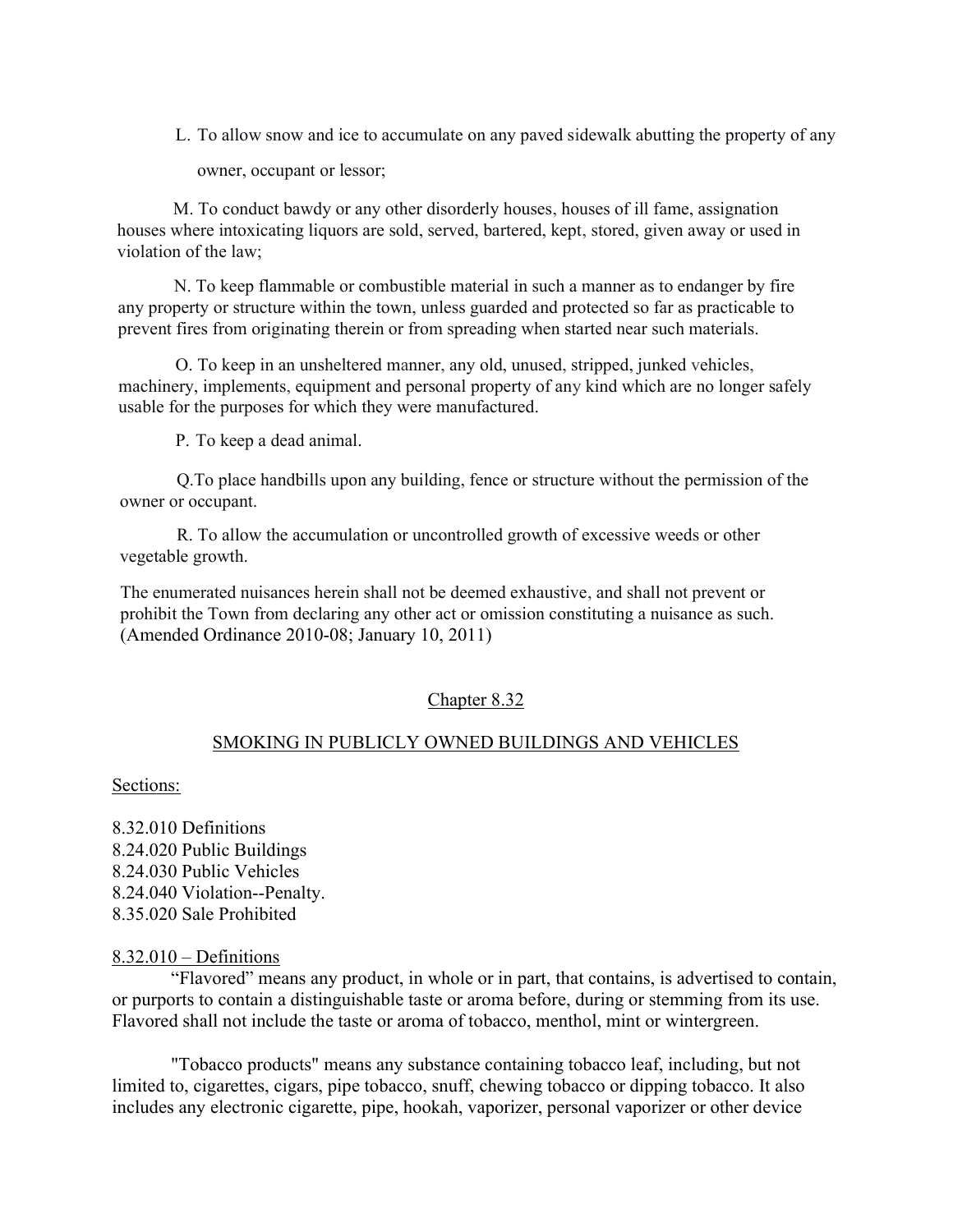L. To allow snow and ice to accumulate on any paved sidewalk abutting the property of any owner, occupant or lessor;

M. To conduct bawdy or any other disorderly houses, houses of ill fame, assignation houses where intoxicating liquors are sold, served, bartered, kept, stored, given away or used in violation of the law;

N. To keep flammable or combustible material in such a manner as to endanger by fire any property or structure within the town, unless guarded and protected so far as practicable to prevent fires from originating therein or from spreading when started near such materials.

O. To keep in an unsheltered manner, any old, unused, stripped, junked vehicles, machinery, implements, equipment and personal property of any kind which are no longer safely usable for the purposes for which they were manufactured.

P. To keep a dead animal.

Q.To place handbills upon any building, fence or structure without the permission of the owner or occupant.

R. To allow the accumulation or uncontrolled growth of excessive weeds or other vegetable growth.

The enumerated nuisances herein shall not be deemed exhaustive, and shall not prevent or prohibit the Town from declaring any other act or omission constituting a nuisance as such. (Amended Ordinance 2010-08; January 10, 2011)

## Chapter 8.32

## SMOKING IN PUBLICLY OWNED BUILDINGS AND VEHICLES

Sections:

8.32.010 Definitions
8.24.020 Public Buildings
8.24.030 Public Vehicles
8.24.040 Violation--Penalty.
8.35.020 Sale Prohibited

8.32.010 – Definitions

"Flavored" means any product, in whole or in part, that contains, is advertised to contain, or purports to contain a distinguishable taste or aroma before, during or stemming from its use. Flavored shall not include the taste or aroma of tobacco, menthol, mint or wintergreen.

"Tobacco products" means any substance containing tobacco leaf, including, but not limited to, cigarettes, cigars, pipe tobacco, snuff, chewing tobacco or dipping tobacco. It also includes any electronic cigarette, pipe, hookah, vaporizer, personal vaporizer or other device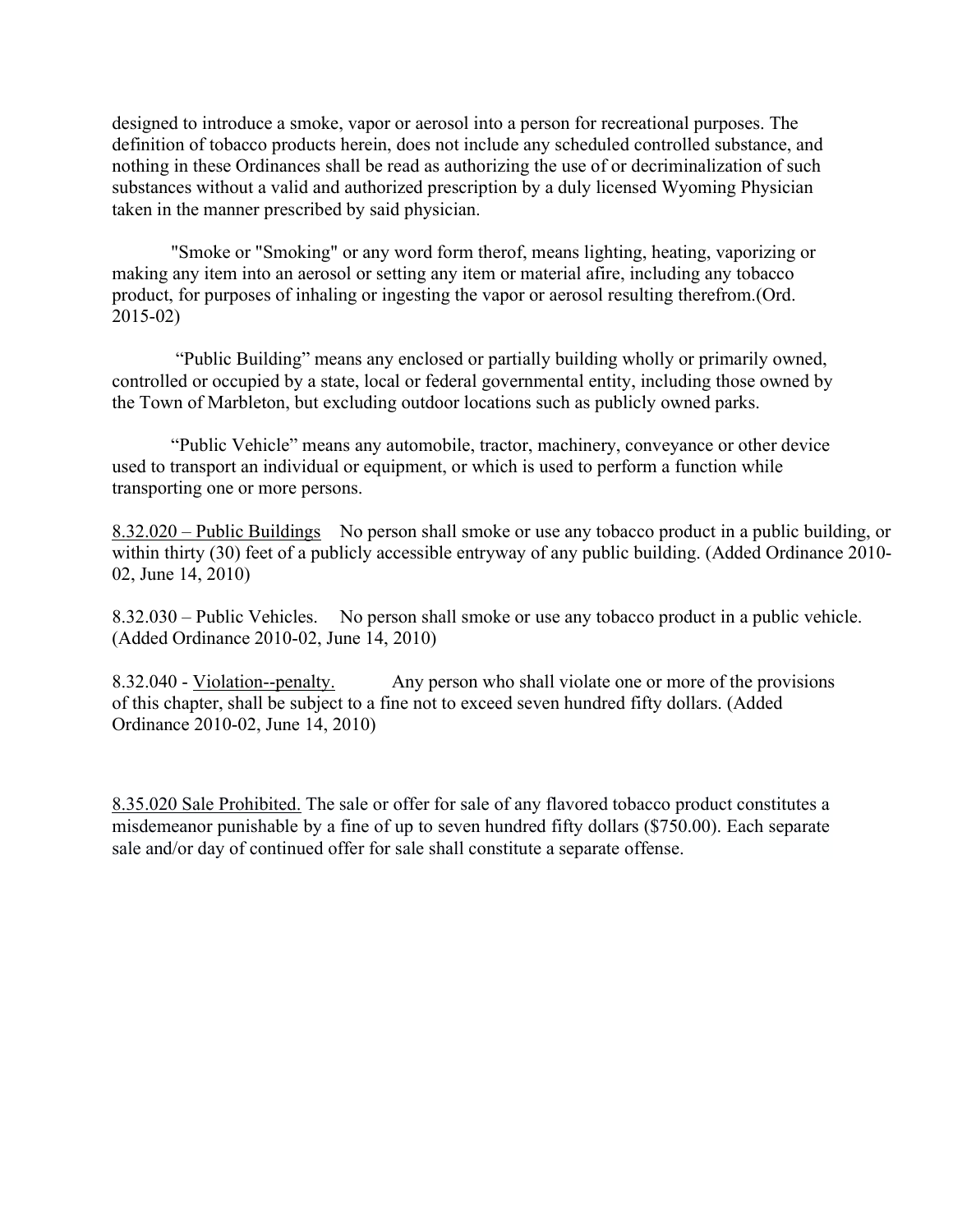designed to introduce a smoke, vapor or aerosol into a person for recreational purposes. The definition of tobacco products herein, does not include any scheduled controlled substance, and nothing in these Ordinances shall be read as authorizing the use of or decriminalization of such substances without a valid and authorized prescription by a duly licensed Wyoming Physician taken in the manner prescribed by said physician.

"Smoke or "Smoking" or any word form therof, means lighting, heating, vaporizing or making any item into an aerosol or setting any item or material afire, including any tobacco product, for purposes of inhaling or ingesting the vapor or aerosol resulting therefrom.(Ord. 2015-02)

"Public Building" means any enclosed or partially building wholly or primarily owned, controlled or occupied by a state, local or federal governmental entity, including those owned by the Town of Marbleton, but excluding outdoor locations such as publicly owned parks.

"Public Vehicle" means any automobile, tractor, machinery, conveyance or other device used to transport an individual or equipment, or which is used to perform a function while transporting one or more persons.

8.32.020 – Public Buildings No person shall smoke or use any tobacco product in a public building, or within thirty (30) feet of a publicly accessible entryway of any public building. (Added Ordinance 2010-02, June 14, 2010)

8.32.030 – Public Vehicles. No person shall smoke or use any tobacco product in a public vehicle. (Added Ordinance 2010-02, June 14, 2010)

8.32.040 - Violation--penalty. Any person who shall violate one or more of the provisions of this chapter, shall be subject to a fine not to exceed seven hundred fifty dollars. (Added Ordinance 2010-02, June 14, 2010)

8.35.020 Sale Prohibited. The sale or offer for sale of any flavored tobacco product constitutes a misdemeanor punishable by a fine of up to seven hundred fifty dollars ($750.00). Each separate sale and/or day of continued offer for sale shall constitute a separate offense.